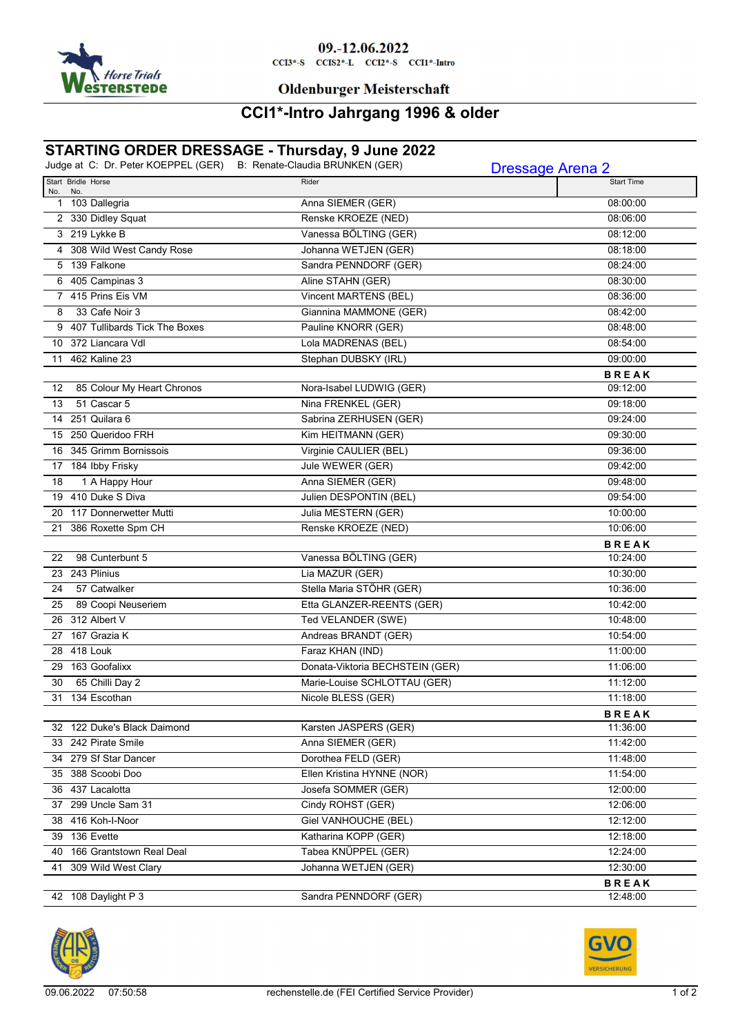09.-12.06.2022

CCI3*-S CCIS2*-L CCI2*-S CCI1*-Intro

Oldenburger Meisterschaft

# CCI1*-Intro Jahrgang 1996 & older

## STARTING ORDER DRESSAGE - Thursday, 9 June 2022

Judge at C: Dr. Peter KOEPPEL (GER) B: Renate-Claudia BRUNKEN (GER)

Dressage Arena 2

| Start No. | Bridle No. | Horse | Rider | Start Time |
|---|---|---|---|---|
| 1 | 103 | Dallegria | Anna SIEMER (GER) | 08:00:00 |
| 2 | 330 | Didley Squat | Renske KROEZE (NED) | 08:06:00 |
| 3 | 219 | Lykke B | Vanessa BÖLTING (GER) | 08:12:00 |
| 4 | 308 | Wild West Candy Rose | Johanna WETJEN (GER) | 08:18:00 |
| 5 | 139 | Falkone | Sandra PENNDORF (GER) | 08:24:00 |
| 6 | 405 | Campinas 3 | Aline STAHN (GER) | 08:30:00 |
| 7 | 415 | Prins Eis VM | Vincent MARTENS (BEL) | 08:36:00 |
| 8 | 33 | Cafe Noir 3 | Giannina MAMMONE (GER) | 08:42:00 |
| 9 | 407 | Tullibards Tick The Boxes | Pauline KNORR (GER) | 08:48:00 |
| 10 | 372 | Liancara Vdl | Lola MADRENAS (BEL) | 08:54:00 |
| 11 | 462 | Kaline 23 | Stephan DUBSKY (IRL) | 09:00:00 |
| | | | | BREAK |
| 12 | 85 | Colour My Heart Chronos | Nora-Isabel LUDWIG (GER) | 09:12:00 |
| 13 | 51 | Cascar 5 | Nina FRENKEL (GER) | 09:18:00 |
| 14 | 251 | Quilara 6 | Sabrina ZERHUSEN (GER) | 09:24:00 |
| 15 | 250 | Queridoo FRH | Kim HEITMANN (GER) | 09:30:00 |
| 16 | 345 | Grimm Bornissois | Virginie CAULIER (BEL) | 09:36:00 |
| 17 | 184 | Ibby Frisky | Jule WEWER (GER) | 09:42:00 |
| 18 | 1 | A Happy Hour | Anna SIEMER (GER) | 09:48:00 |
| 19 | 410 | Duke S Diva | Julien DESPONTIN (BEL) | 09:54:00 |
| 20 | 117 | Donnerwetter Mutti | Julia MESTERN (GER) | 10:00:00 |
| 21 | 386 | Roxette Spm CH | Renske KROEZE (NED) | 10:06:00 |
| | | | | BREAK |
| 22 | 98 | Cunterbunt 5 | Vanessa BÖLTING (GER) | 10:24:00 |
| 23 | 243 | Plinius | Lia MAZUR (GER) | 10:30:00 |
| 24 | 57 | Catwalker | Stella Maria STÖHR (GER) | 10:36:00 |
| 25 | 89 | Coopi Neuseriem | Etta GLANZER-REENTS (GER) | 10:42:00 |
| 26 | 312 | Albert V | Ted VELANDER (SWE) | 10:48:00 |
| 27 | 167 | Grazia K | Andreas BRANDT (GER) | 10:54:00 |
| 28 | 418 | Louk | Faraz KHAN (IND) | 11:00:00 |
| 29 | 163 | Goofalixx | Donata-Viktoria BECHSTEIN (GER) | 11:06:00 |
| 30 | 65 | Chilli Day 2 | Marie-Louise SCHLOTTAU (GER) | 11:12:00 |
| 31 | 134 | Escothan | Nicole BLESS (GER) | 11:18:00 |
| | | | | BREAK |
| 32 | 122 | Duke's Black Daimond | Karsten JASPERS (GER) | 11:36:00 |
| 33 | 242 | Pirate Smile | Anna SIEMER (GER) | 11:42:00 |
| 34 | 279 | Sf Star Dancer | Dorothea FELD (GER) | 11:48:00 |
| 35 | 388 | Scoobi Doo | Ellen Kristina HYNNE (NOR) | 11:54:00 |
| 36 | 437 | Lacalotta | Josefa SOMMER (GER) | 12:00:00 |
| 37 | 299 | Uncle Sam 31 | Cindy ROHST (GER) | 12:06:00 |
| 38 | 416 | Koh-I-Noor | Giel VANHOUCHE (BEL) | 12:12:00 |
| 39 | 136 | Evette | Katharina KOPP (GER) | 12:18:00 |
| 40 | 166 | Grantstown Real Deal | Tabea KNÜPPEL (GER) | 12:24:00 |
| 41 | 309 | Wild West Clary | Johanna WETJEN (GER) | 12:30:00 |
| | | | | BREAK |
| 42 | 108 | Daylight P 3 | Sandra PENNDORF (GER) | 12:48:00 |

09.06.2022 07:50:58 rechenstelle.de (FEI Certified Service Provider)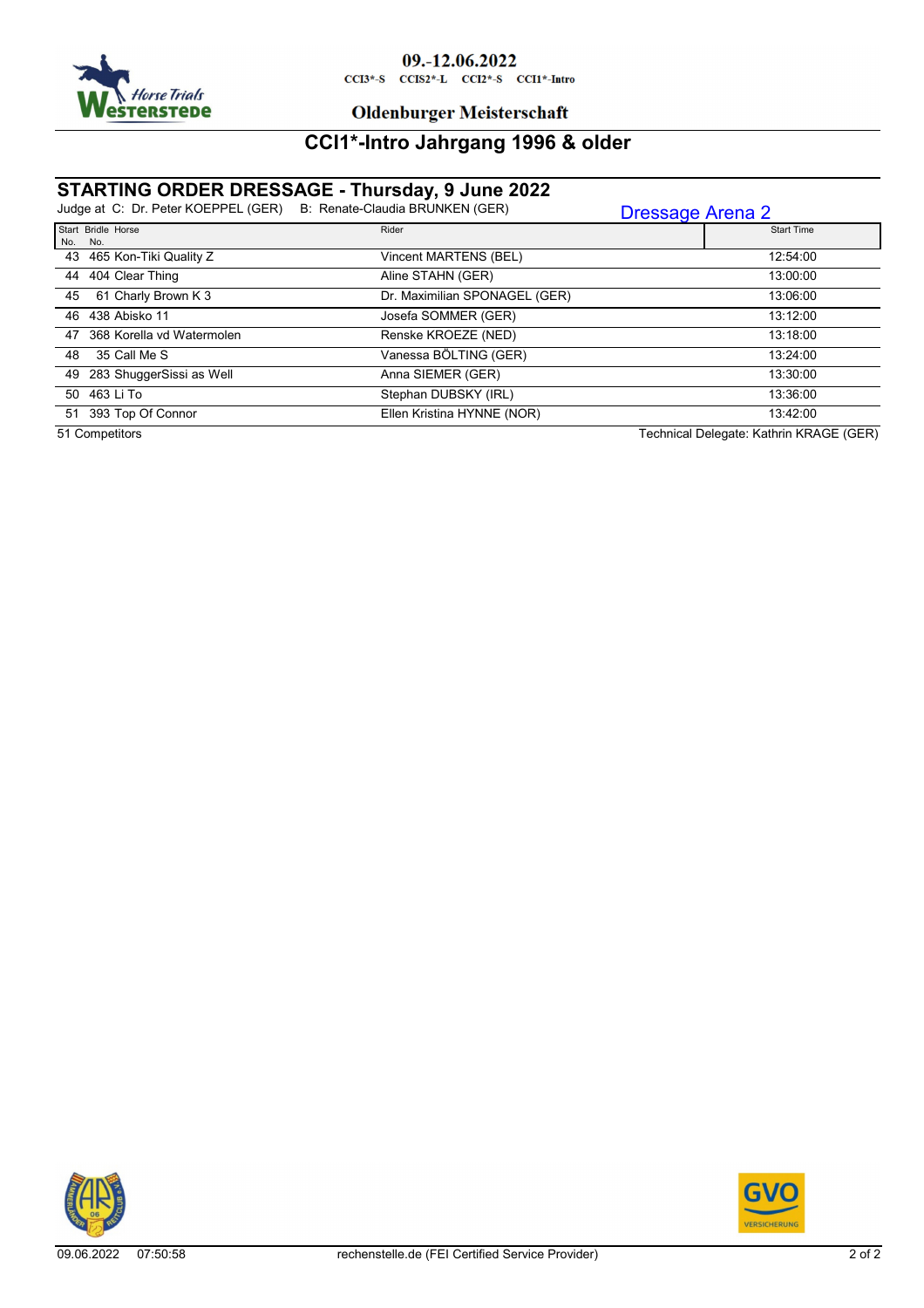09.-12.06.2022

CCI3*-S CCIS2*-L CCI2*-S CCI1*-Intro

Oldenburger Meisterschaft

# CCI1*-Intro Jahrgang 1996 & older

## STARTING ORDER DRESSAGE - Thursday, 9 June 2022

Judge at C: Dr. Peter KOEPPEL (GER) B: Renate-Claudia BRUNKEN (GER)

Dressage Arena 2

| Start No. | Bridle No. | Horse | Rider | Start Time |
|---|---|---|---|---|
| 43 | 465 | Kon-Tiki Quality Z | Vincent MARTENS (BEL) | 12:54:00 |
| 44 | 404 | Clear Thing | Aline STAHN (GER) | 13:00:00 |
| 45 | 61 | Charly Brown K 3 | Dr. Maximilian SPONAGEL (GER) | 13:06:00 |
| 46 | 438 | Abisko 11 | Josefa SOMMER (GER) | 13:12:00 |
| 47 | 368 | Korella vd Watermolen | Renske KROEZE (NED) | 13:18:00 |
| 48 | 35 | Call Me S | Vanessa BÖLTING (GER) | 13:24:00 |
| 49 | 283 | ShuggerSissi as Well | Anna SIEMER (GER) | 13:30:00 |
| 50 | 463 | Li To | Stephan DUBSKY (IRL) | 13:36:00 |
| 51 | 393 | Top Of Connor | Ellen Kristina HYNNE (NOR) | 13:42:00 |

51 Competitors

Technical Delegate: Kathrin KRAGE (GER)

09.06.2022 07:50:58 rechenstelle.de (FEI Certified Service Provider)